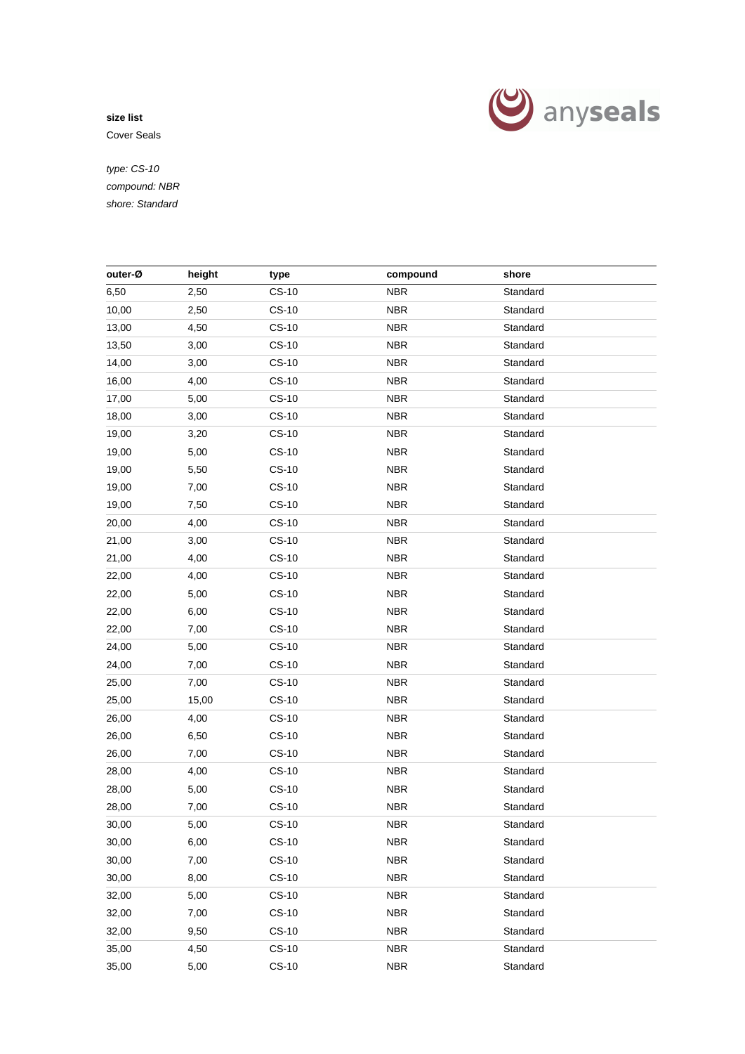**size list**

Cover Seals

*type: CS-10*
*compound: NBR*
*shore: Standard*

| outer-Ø | height | type | compound | shore |
|---|---|---|---|---|
| 6,50 | 2,50 | CS-10 | NBR | Standard |
| 10,00 | 2,50 | CS-10 | NBR | Standard |
| 13,00 | 4,50 | CS-10 | NBR | Standard |
| 13,50 | 3,00 | CS-10 | NBR | Standard |
| 14,00 | 3,00 | CS-10 | NBR | Standard |
| 16,00 | 4,00 | CS-10 | NBR | Standard |
| 17,00 | 5,00 | CS-10 | NBR | Standard |
| 18,00 | 3,00 | CS-10 | NBR | Standard |
| 19,00 | 3,20 | CS-10 | NBR | Standard |
| 19,00 | 5,00 | CS-10 | NBR | Standard |
| 19,00 | 5,50 | CS-10 | NBR | Standard |
| 19,00 | 7,00 | CS-10 | NBR | Standard |
| 19,00 | 7,50 | CS-10 | NBR | Standard |
| 20,00 | 4,00 | CS-10 | NBR | Standard |
| 21,00 | 3,00 | CS-10 | NBR | Standard |
| 21,00 | 4,00 | CS-10 | NBR | Standard |
| 22,00 | 4,00 | CS-10 | NBR | Standard |
| 22,00 | 5,00 | CS-10 | NBR | Standard |
| 22,00 | 6,00 | CS-10 | NBR | Standard |
| 22,00 | 7,00 | CS-10 | NBR | Standard |
| 24,00 | 5,00 | CS-10 | NBR | Standard |
| 24,00 | 7,00 | CS-10 | NBR | Standard |
| 25,00 | 7,00 | CS-10 | NBR | Standard |
| 25,00 | 15,00 | CS-10 | NBR | Standard |
| 26,00 | 4,00 | CS-10 | NBR | Standard |
| 26,00 | 6,50 | CS-10 | NBR | Standard |
| 26,00 | 7,00 | CS-10 | NBR | Standard |
| 28,00 | 4,00 | CS-10 | NBR | Standard |
| 28,00 | 5,00 | CS-10 | NBR | Standard |
| 28,00 | 7,00 | CS-10 | NBR | Standard |
| 30,00 | 5,00 | CS-10 | NBR | Standard |
| 30,00 | 6,00 | CS-10 | NBR | Standard |
| 30,00 | 7,00 | CS-10 | NBR | Standard |
| 30,00 | 8,00 | CS-10 | NBR | Standard |
| 32,00 | 5,00 | CS-10 | NBR | Standard |
| 32,00 | 7,00 | CS-10 | NBR | Standard |
| 32,00 | 9,50 | CS-10 | NBR | Standard |
| 35,00 | 4,50 | CS-10 | NBR | Standard |
| 35,00 | 5,00 | CS-10 | NBR | Standard |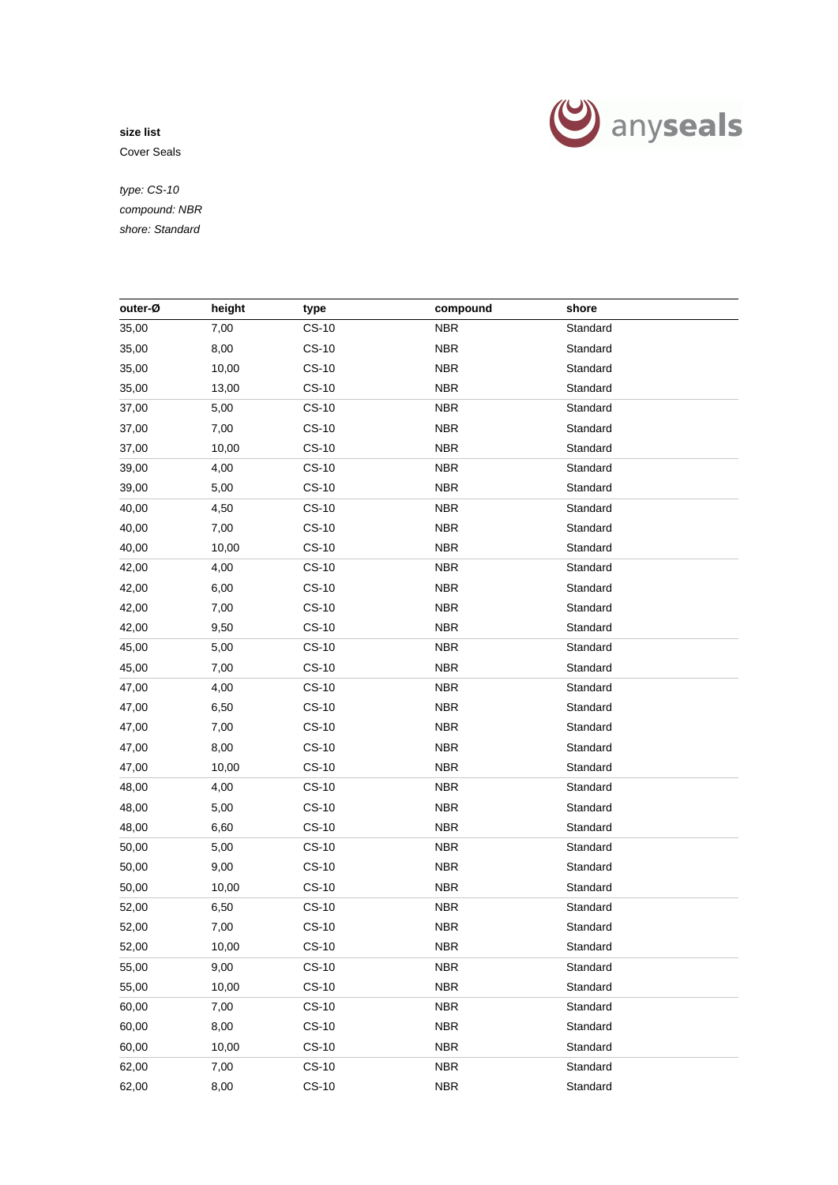**size list**

Cover Seals

*type: CS-10*

*compound: NBR*

*shore: Standard*

| outer-Ø | height | type | compound | shore |
|---|---|---|---|---|
| 35,00 | 7,00 | CS-10 | NBR | Standard |
| 35,00 | 8,00 | CS-10 | NBR | Standard |
| 35,00 | 10,00 | CS-10 | NBR | Standard |
| 35,00 | 13,00 | CS-10 | NBR | Standard |
| 37,00 | 5,00 | CS-10 | NBR | Standard |
| 37,00 | 7,00 | CS-10 | NBR | Standard |
| 37,00 | 10,00 | CS-10 | NBR | Standard |
| 39,00 | 4,00 | CS-10 | NBR | Standard |
| 39,00 | 5,00 | CS-10 | NBR | Standard |
| 40,00 | 4,50 | CS-10 | NBR | Standard |
| 40,00 | 7,00 | CS-10 | NBR | Standard |
| 40,00 | 10,00 | CS-10 | NBR | Standard |
| 42,00 | 4,00 | CS-10 | NBR | Standard |
| 42,00 | 6,00 | CS-10 | NBR | Standard |
| 42,00 | 7,00 | CS-10 | NBR | Standard |
| 42,00 | 9,50 | CS-10 | NBR | Standard |
| 45,00 | 5,00 | CS-10 | NBR | Standard |
| 45,00 | 7,00 | CS-10 | NBR | Standard |
| 47,00 | 4,00 | CS-10 | NBR | Standard |
| 47,00 | 6,50 | CS-10 | NBR | Standard |
| 47,00 | 7,00 | CS-10 | NBR | Standard |
| 47,00 | 8,00 | CS-10 | NBR | Standard |
| 47,00 | 10,00 | CS-10 | NBR | Standard |
| 48,00 | 4,00 | CS-10 | NBR | Standard |
| 48,00 | 5,00 | CS-10 | NBR | Standard |
| 48,00 | 6,60 | CS-10 | NBR | Standard |
| 50,00 | 5,00 | CS-10 | NBR | Standard |
| 50,00 | 9,00 | CS-10 | NBR | Standard |
| 50,00 | 10,00 | CS-10 | NBR | Standard |
| 52,00 | 6,50 | CS-10 | NBR | Standard |
| 52,00 | 7,00 | CS-10 | NBR | Standard |
| 52,00 | 10,00 | CS-10 | NBR | Standard |
| 55,00 | 9,00 | CS-10 | NBR | Standard |
| 55,00 | 10,00 | CS-10 | NBR | Standard |
| 60,00 | 7,00 | CS-10 | NBR | Standard |
| 60,00 | 8,00 | CS-10 | NBR | Standard |
| 60,00 | 10,00 | CS-10 | NBR | Standard |
| 62,00 | 7,00 | CS-10 | NBR | Standard |
| 62,00 | 8,00 | CS-10 | NBR | Standard |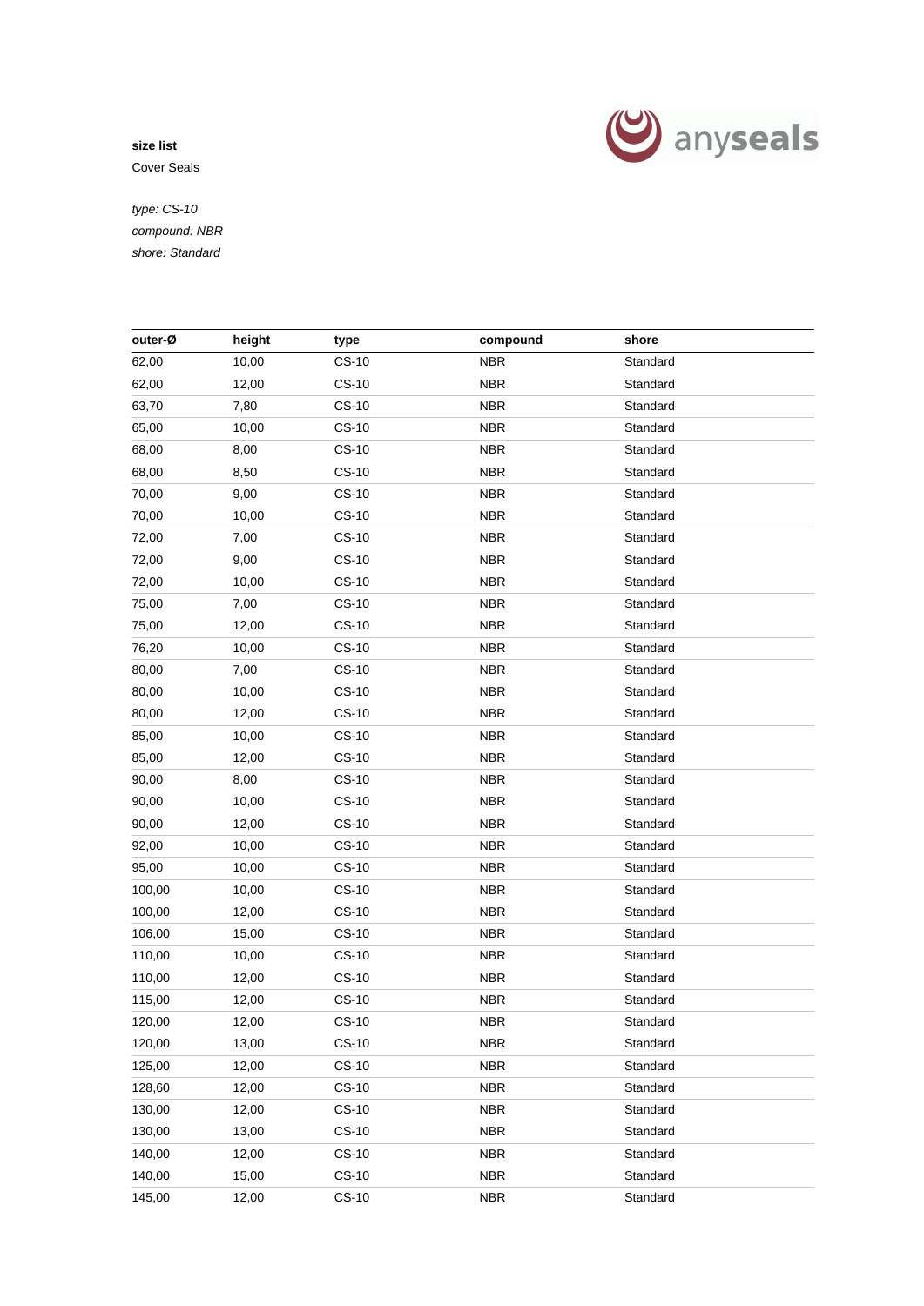**size list**

Cover Seals

*type: CS-10*
*compound: NBR*
*shore: Standard*

| outer-Ø | height | type | compound | shore |
|---|---|---|---|---|
| 62,00 | 10,00 | CS-10 | NBR | Standard |
| 62,00 | 12,00 | CS-10 | NBR | Standard |
| 63,70 | 7,80 | CS-10 | NBR | Standard |
| 65,00 | 10,00 | CS-10 | NBR | Standard |
| 68,00 | 8,00 | CS-10 | NBR | Standard |
| 68,00 | 8,50 | CS-10 | NBR | Standard |
| 70,00 | 9,00 | CS-10 | NBR | Standard |
| 70,00 | 10,00 | CS-10 | NBR | Standard |
| 72,00 | 7,00 | CS-10 | NBR | Standard |
| 72,00 | 9,00 | CS-10 | NBR | Standard |
| 72,00 | 10,00 | CS-10 | NBR | Standard |
| 75,00 | 7,00 | CS-10 | NBR | Standard |
| 75,00 | 12,00 | CS-10 | NBR | Standard |
| 76,20 | 10,00 | CS-10 | NBR | Standard |
| 80,00 | 7,00 | CS-10 | NBR | Standard |
| 80,00 | 10,00 | CS-10 | NBR | Standard |
| 80,00 | 12,00 | CS-10 | NBR | Standard |
| 85,00 | 10,00 | CS-10 | NBR | Standard |
| 85,00 | 12,00 | CS-10 | NBR | Standard |
| 90,00 | 8,00 | CS-10 | NBR | Standard |
| 90,00 | 10,00 | CS-10 | NBR | Standard |
| 90,00 | 12,00 | CS-10 | NBR | Standard |
| 92,00 | 10,00 | CS-10 | NBR | Standard |
| 95,00 | 10,00 | CS-10 | NBR | Standard |
| 100,00 | 10,00 | CS-10 | NBR | Standard |
| 100,00 | 12,00 | CS-10 | NBR | Standard |
| 106,00 | 15,00 | CS-10 | NBR | Standard |
| 110,00 | 10,00 | CS-10 | NBR | Standard |
| 110,00 | 12,00 | CS-10 | NBR | Standard |
| 115,00 | 12,00 | CS-10 | NBR | Standard |
| 120,00 | 12,00 | CS-10 | NBR | Standard |
| 120,00 | 13,00 | CS-10 | NBR | Standard |
| 125,00 | 12,00 | CS-10 | NBR | Standard |
| 128,60 | 12,00 | CS-10 | NBR | Standard |
| 130,00 | 12,00 | CS-10 | NBR | Standard |
| 130,00 | 13,00 | CS-10 | NBR | Standard |
| 140,00 | 12,00 | CS-10 | NBR | Standard |
| 140,00 | 15,00 | CS-10 | NBR | Standard |
| 145,00 | 12,00 | CS-10 | NBR | Standard |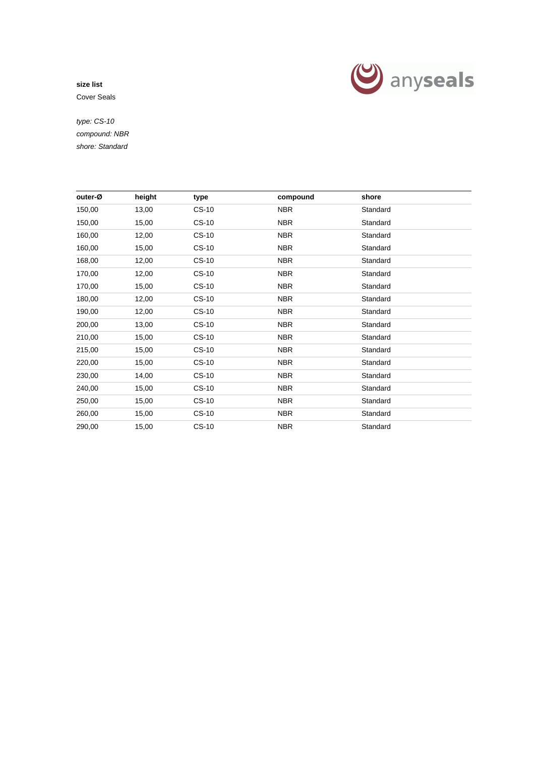**size list**

Cover Seals

*type: CS-10*

*compound: NBR*

*shore: Standard*

| outer-Ø | height | type | compound | shore |
|---|---|---|---|---|
| 150,00 | 13,00 | CS-10 | NBR | Standard |
| 150,00 | 15,00 | CS-10 | NBR | Standard |
| 160,00 | 12,00 | CS-10 | NBR | Standard |
| 160,00 | 15,00 | CS-10 | NBR | Standard |
| 168,00 | 12,00 | CS-10 | NBR | Standard |
| 170,00 | 12,00 | CS-10 | NBR | Standard |
| 170,00 | 15,00 | CS-10 | NBR | Standard |
| 180,00 | 12,00 | CS-10 | NBR | Standard |
| 190,00 | 12,00 | CS-10 | NBR | Standard |
| 200,00 | 13,00 | CS-10 | NBR | Standard |
| 210,00 | 15,00 | CS-10 | NBR | Standard |
| 215,00 | 15,00 | CS-10 | NBR | Standard |
| 220,00 | 15,00 | CS-10 | NBR | Standard |
| 230,00 | 14,00 | CS-10 | NBR | Standard |
| 240,00 | 15,00 | CS-10 | NBR | Standard |
| 250,00 | 15,00 | CS-10 | NBR | Standard |
| 260,00 | 15,00 | CS-10 | NBR | Standard |
| 290,00 | 15,00 | CS-10 | NBR | Standard |